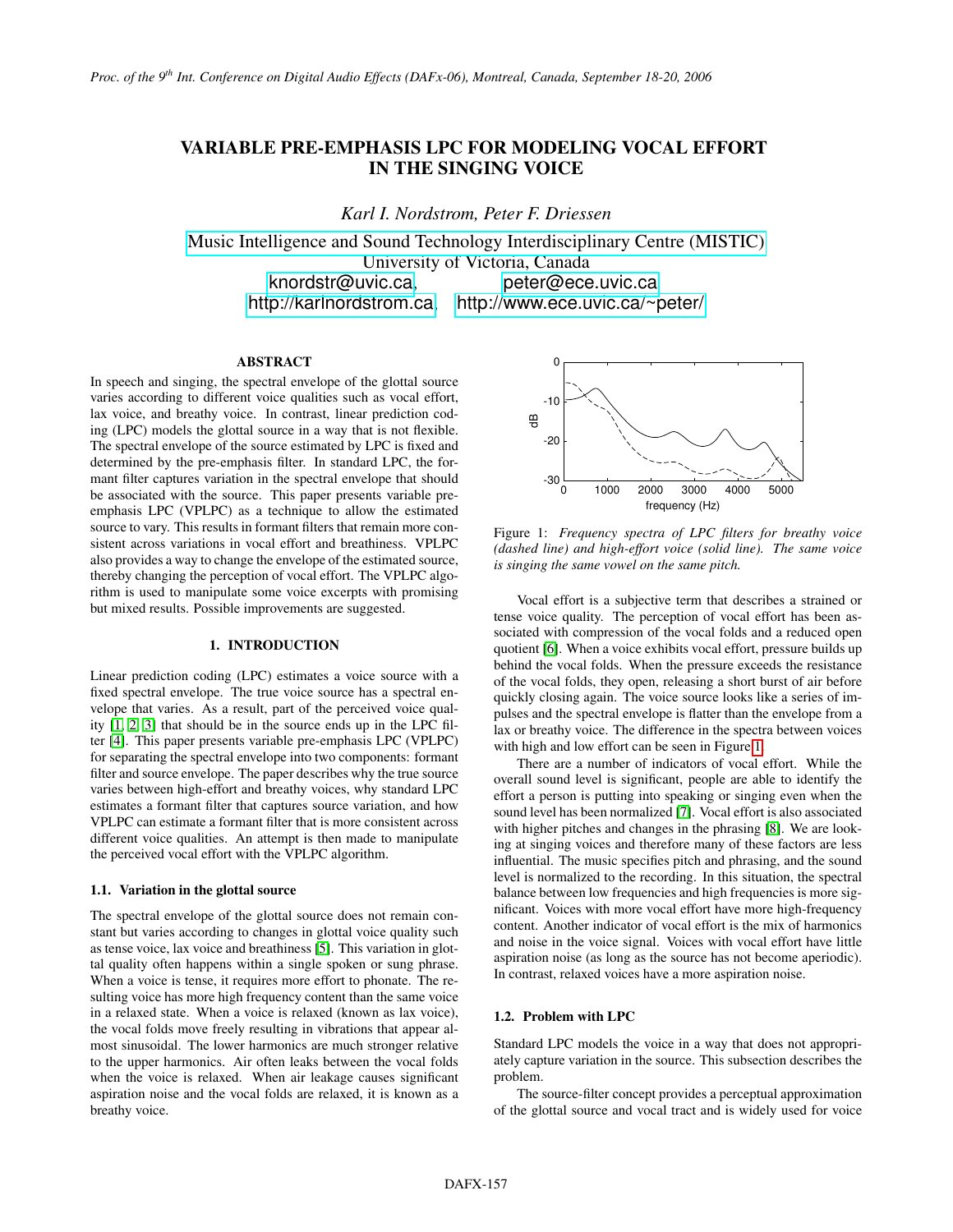# VARIABLE PRE-EMPHASIS LPC FOR MODELING VOCAL EFFORT IN THE SINGING VOICE

*Karl I. Nordstrom, Peter F. Driessen*

Music Intelligence and Sound Technology Interdisciplinary Centre (MISTIC)
University of Victoria, Canada
knordstr@uvic.ca, peter@ece.uvic.ca
http://karlnordstrom.ca, http://www.ece.uvic.ca/~peter/

## ABSTRACT

In speech and singing, the spectral envelope of the glottal source varies according to different voice qualities such as vocal effort, lax voice, and breathy voice. In contrast, linear prediction coding (LPC) models the glottal source in a way that is not flexible. The spectral envelope of the source estimated by LPC is fixed and determined by the pre-emphasis filter. In standard LPC, the formant filter captures variation in the spectral envelope that should be associated with the source. This paper presents variable pre-emphasis LPC (VPLPC) as a technique to allow the estimated source to vary. This results in formant filters that remain more consistent across variations in vocal effort and breathiness. VPLPC also provides a way to change the envelope of the estimated source, thereby changing the perception of vocal effort. The VPLPC algorithm is used to manipulate some voice excerpts with promising but mixed results. Possible improvements are suggested.

## 1. INTRODUCTION

Linear prediction coding (LPC) estimates a voice source with a fixed spectral envelope. The true voice source has a spectral envelope that varies. As a result, part of the perceived voice quality [1, 2, 3] that should be in the source ends up in the LPC filter [4]. This paper presents variable pre-emphasis LPC (VPLPC) for separating the spectral envelope into two components: formant filter and source envelope. The paper describes why the true source varies between high-effort and breathy voices, why standard LPC estimates a formant filter that captures source variation, and how VPLPC can estimate a formant filter that is more consistent across different voice qualities. An attempt is then made to manipulate the perceived vocal effort with the VPLPC algorithm.

### 1.1. Variation in the glottal source

The spectral envelope of the glottal source does not remain constant but varies according to changes in glottal voice quality such as tense voice, lax voice and breathiness [5]. This variation in glottal quality often happens within a single spoken or sung phrase. When a voice is tense, it requires more effort to phonate. The resulting voice has more high frequency content than the same voice in a relaxed state. When a voice is relaxed (known as lax voice), the vocal folds move freely resulting in vibrations that appear almost sinusoidal. The lower harmonics are much stronger relative to the upper harmonics. Air often leaks between the vocal folds when the voice is relaxed. When air leakage causes significant aspiration noise and the vocal folds are relaxed, it is known as a breathy voice.

Figure 1: *Frequency spectra of LPC filters for breathy voice (dashed line) and high-effort voice (solid line). The same voice is singing the same vowel on the same pitch.*

Vocal effort is a subjective term that describes a strained or tense voice quality. The perception of vocal effort has been associated with compression of the vocal folds and a reduced open quotient [6]. When a voice exhibits vocal effort, pressure builds up behind the vocal folds. When the pressure exceeds the resistance of the vocal folds, they open, releasing a short burst of air before quickly closing again. The voice source looks like a series of impulses and the spectral envelope is flatter than the envelope from a lax or breathy voice. The difference in the spectra between voices with high and low effort can be seen in Figure 1.

There are a number of indicators of vocal effort. While the overall sound level is significant, people are able to identify the effort a person is putting into speaking or singing even when the sound level has been normalized [7]. Vocal effort is also associated with higher pitches and changes in the phrasing [8]. We are looking at singing voices and therefore many of these factors are less influential. The music specifies pitch and phrasing, and the sound level is normalized to the recording. In this situation, the spectral balance between low frequencies and high frequencies is more significant. Voices with more vocal effort have more high-frequency content. Another indicator of vocal effort is the mix of harmonics and noise in the voice signal. Voices with vocal effort have little aspiration noise (as long as the source has not become aperiodic). In contrast, relaxed voices have a more aspiration noise.

### 1.2. Problem with LPC

Standard LPC models the voice in a way that does not appropriately capture variation in the source. This subsection describes the problem.

The source-filter concept provides a perceptual approximation of the glottal source and vocal tract and is widely used for voice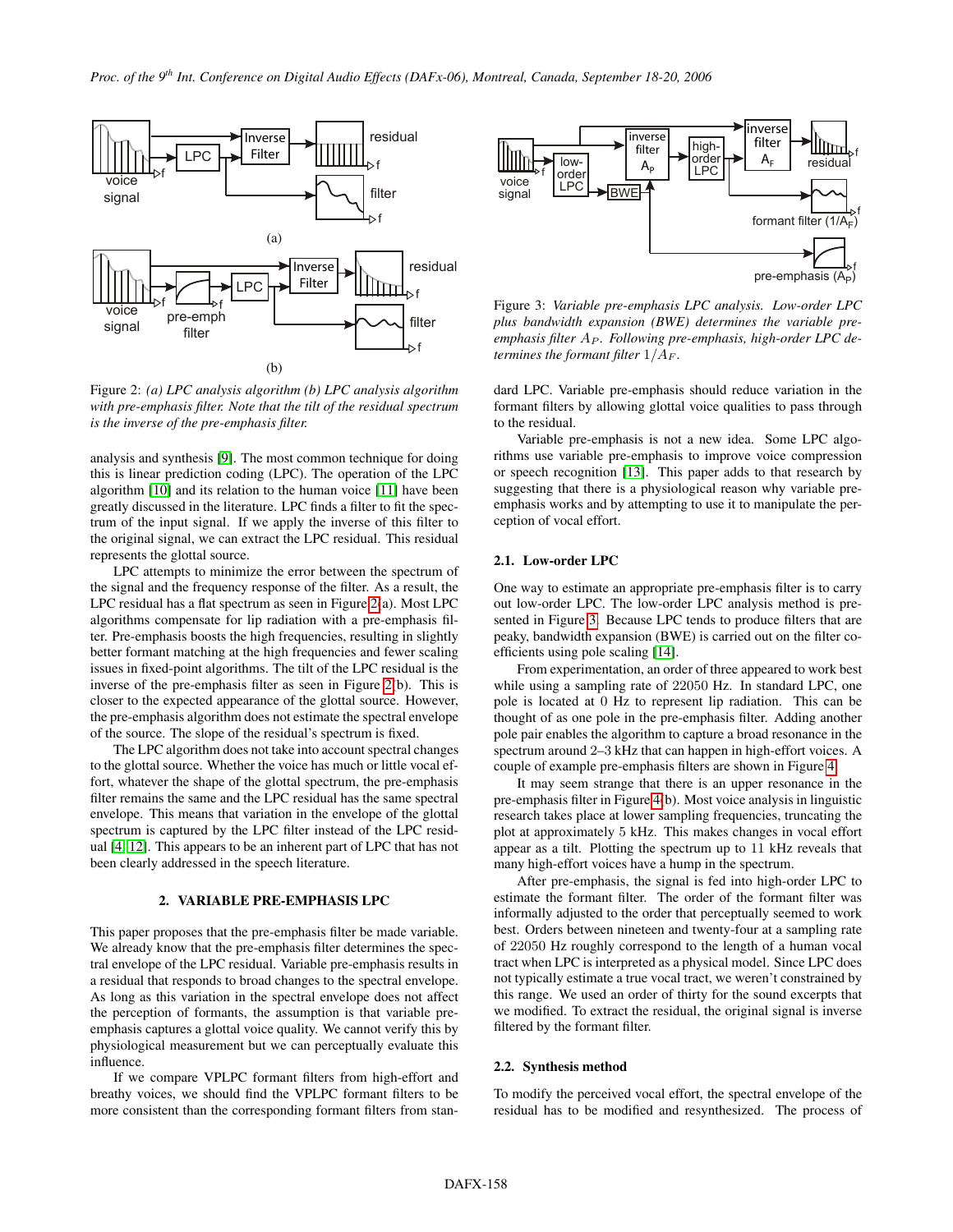Figure 2: *(a) LPC analysis algorithm (b) LPC analysis algorithm with pre-emphasis filter. Note that the tilt of the residual spectrum is the inverse of the pre-emphasis filter.*

analysis and synthesis [9]. The most common technique for doing this is linear prediction coding (LPC). The operation of the LPC algorithm [10] and its relation to the human voice [11] have been greatly discussed in the literature. LPC finds a filter to fit the spectrum of the input signal. If we apply the inverse of this filter to the original signal, we can extract the LPC residual. This residual represents the glottal source.

LPC attempts to minimize the error between the spectrum of the signal and the frequency response of the filter. As a result, the LPC residual has a flat spectrum as seen in Figure 2(a). Most LPC algorithms compensate for lip radiation with a pre-emphasis filter. Pre-emphasis boosts the high frequencies, resulting in slightly better formant matching at the high frequencies and fewer scaling issues in fixed-point algorithms. The tilt of the LPC residual is the inverse of the pre-emphasis filter as seen in Figure 2(b). This is closer to the expected appearance of the glottal source. However, the pre-emphasis algorithm does not estimate the spectral envelope of the source. The slope of the residual's spectrum is fixed.

The LPC algorithm does not take into account spectral changes to the glottal source. Whether the voice has much or little vocal effort, whatever the shape of the glottal spectrum, the pre-emphasis filter remains the same and the LPC residual has the same spectral envelope. This means that variation in the envelope of the glottal spectrum is captured by the LPC filter instead of the LPC residual [4, 12]. This appears to be an inherent part of LPC that has not been clearly addressed in the speech literature.

## 2. VARIABLE PRE-EMPHASIS LPC

This paper proposes that the pre-emphasis filter be made variable. We already know that the pre-emphasis filter determines the spectral envelope of the LPC residual. Variable pre-emphasis results in a residual that responds to broad changes to the spectral envelope. As long as this variation in the spectral envelope does not affect the perception of formants, the assumption is that variable pre-emphasis captures a glottal voice quality. We cannot verify this by physiological measurement but we can perceptually evaluate this influence.

If we compare VPLPC formant filters from high-effort and breathy voices, we should find the VPLPC formant filters to be more consistent than the corresponding formant filters from standard LPC. Variable pre-emphasis should reduce variation in the formant filters by allowing glottal voice qualities to pass through to the residual.

Figure 3: *Variable pre-emphasis LPC analysis. Low-order LPC plus bandwidth expansion (BWE) determines the variable pre-emphasis filter $A_P$. Following pre-emphasis, high-order LPC determines the formant filter $1/A_F$.*

Variable pre-emphasis is not a new idea. Some LPC algorithms use variable pre-emphasis to improve voice compression or speech recognition [13]. This paper adds to that research by suggesting that there is a physiological reason why variable pre-emphasis works and by attempting to use it to manipulate the perception of vocal effort.

### 2.1. Low-order LPC

One way to estimate an appropriate pre-emphasis filter is to carry out low-order LPC. The low-order LPC analysis method is presented in Figure 3. Because LPC tends to produce filters that are peaky, bandwidth expansion (BWE) is carried out on the filter coefficients using pole scaling [14].

From experimentation, an order of three appeared to work best while using a sampling rate of 22050 Hz. In standard LPC, one pole is located at 0 Hz to represent lip radiation. This can be thought of as one pole in the pre-emphasis filter. Adding another pole pair enables the algorithm to capture a broad resonance in the spectrum around 2–3 kHz that can happen in high-effort voices. A couple of example pre-emphasis filters are shown in Figure 4.

It may seem strange that there is an upper resonance in the pre-emphasis filter in Figure 4(b). Most voice analysis in linguistic research takes place at lower sampling frequencies, truncating the plot at approximately 5 kHz. This makes changes in vocal effort appear as a tilt. Plotting the spectrum up to 11 kHz reveals that many high-effort voices have a hump in the spectrum.

After pre-emphasis, the signal is fed into high-order LPC to estimate the formant filter. The order of the formant filter was informally adjusted to the order that perceptually seemed to work best. Orders between nineteen and twenty-four at a sampling rate of 22050 Hz roughly correspond to the length of a human vocal tract when LPC is interpreted as a physical model. Since LPC does not typically estimate a true vocal tract, we weren't constrained by this range. We used an order of thirty for the sound excerpts that we modified. To extract the residual, the original signal is inverse filtered by the formant filter.

### 2.2. Synthesis method

To modify the perceived vocal effort, the spectral envelope of the residual has to be modified and resynthesized. The process of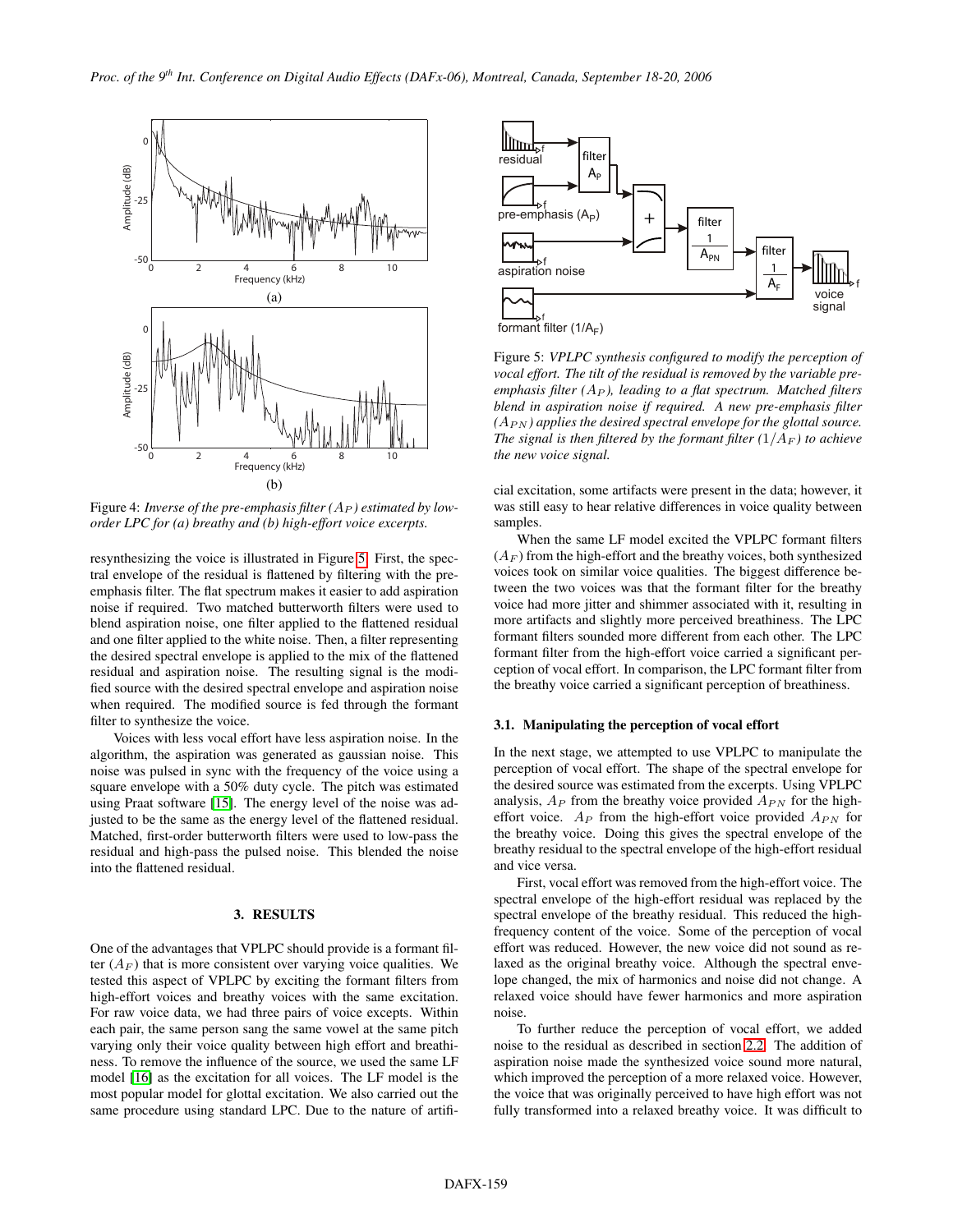Figure 4: *Inverse of the pre-emphasis filter ($A_P$) estimated by low-order LPC for (a) breathy and (b) high-effort voice excerpts.*

resynthesizing the voice is illustrated in Figure 5. First, the spectral envelope of the residual is flattened by filtering with the pre-emphasis filter. The flat spectrum makes it easier to add aspiration noise if required. Two matched butterworth filters were used to blend aspiration noise, one filter applied to the flattened residual and one filter applied to the white noise. Then, a filter representing the desired spectral envelope is applied to the mix of the flattened residual and aspiration noise. The resulting signal is the modified source with the desired spectral envelope and aspiration noise when required. The modified source is fed through the formant filter to synthesize the voice.

Voices with less vocal effort have less aspiration noise. In the algorithm, the aspiration was generated as gaussian noise. This noise was pulsed in sync with the frequency of the voice using a square envelope with a 50% duty cycle. The pitch was estimated using Praat software [15]. The energy level of the noise was adjusted to be the same as the energy level of the flattened residual. Matched, first-order butterworth filters were used to low-pass the residual and high-pass the pulsed noise. This blended the noise into the flattened residual.

## 3. RESULTS

One of the advantages that VPLPC should provide is a formant filter ($A_F$) that is more consistent over varying voice qualities. We tested this aspect of VPLPC by exciting the formant filters from high-effort voices and breathy voices with the same excitation. For raw voice data, we had three pairs of voice excepts. Within each pair, the same person sang the same vowel at the same pitch varying only their voice quality between high effort and breathiness. To remove the influence of the source, we used the same LF model [16] as the excitation for all voices. The LF model is the most popular model for glottal excitation. We also carried out the same procedure using standard LPC. Due to the nature of artificial excitation, some artifacts were present in the data; however, it was still easy to hear relative differences in voice quality between samples.

Figure 5: *VPLPC synthesis configured to modify the perception of vocal effort. The tilt of the residual is removed by the variable pre-emphasis filter ($A_P$), leading to a flat spectrum. Matched filters blend in aspiration noise if required. A new pre-emphasis filter ($A_{PN}$) applies the desired spectral envelope for the glottal source. The signal is then filtered by the formant filter ($1/A_F$) to achieve the new voice signal.*

When the same LF model excited the VPLPC formant filters ($A_F$) from the high-effort and the breathy voices, both synthesized voices took on similar voice qualities. The biggest difference between the two voices was that the formant filter for the breathy voice had more jitter and shimmer associated with it, resulting in more artifacts and slightly more perceived breathiness. The LPC formant filters sounded more different from each other. The LPC formant filter from the high-effort voice carried a significant perception of vocal effort. In comparison, the LPC formant filter from the breathy voice carried a significant perception of breathiness.

### 3.1. Manipulating the perception of vocal effort

In the next stage, we attempted to use VPLPC to manipulate the perception of vocal effort. The shape of the spectral envelope for the desired source was estimated from the excerpts. Using VPLPC analysis, $A_P$ from the breathy voice provided $A_{PN}$ for the high-effort voice. $A_P$ from the high-effort voice provided $A_{PN}$ for the breathy voice. Doing this gives the spectral envelope of the breathy residual to the spectral envelope of the high-effort residual and vice versa.

First, vocal effort was removed from the high-effort voice. The spectral envelope of the high-effort residual was replaced by the spectral envelope of the breathy residual. This reduced the high-frequency content of the voice. Some of the perception of vocal effort was reduced. However, the new voice did not sound as relaxed as the original breathy voice. Although the spectral envelope changed, the mix of harmonics and noise did not change. A relaxed voice should have fewer harmonics and more aspiration noise.

To further reduce the perception of vocal effort, we added noise to the residual as described in section 2.2. The addition of aspiration noise made the synthesized voice sound more natural, which improved the perception of a more relaxed voice. However, the voice that was originally perceived to have high effort was not fully transformed into a relaxed breathy voice. It was difficult to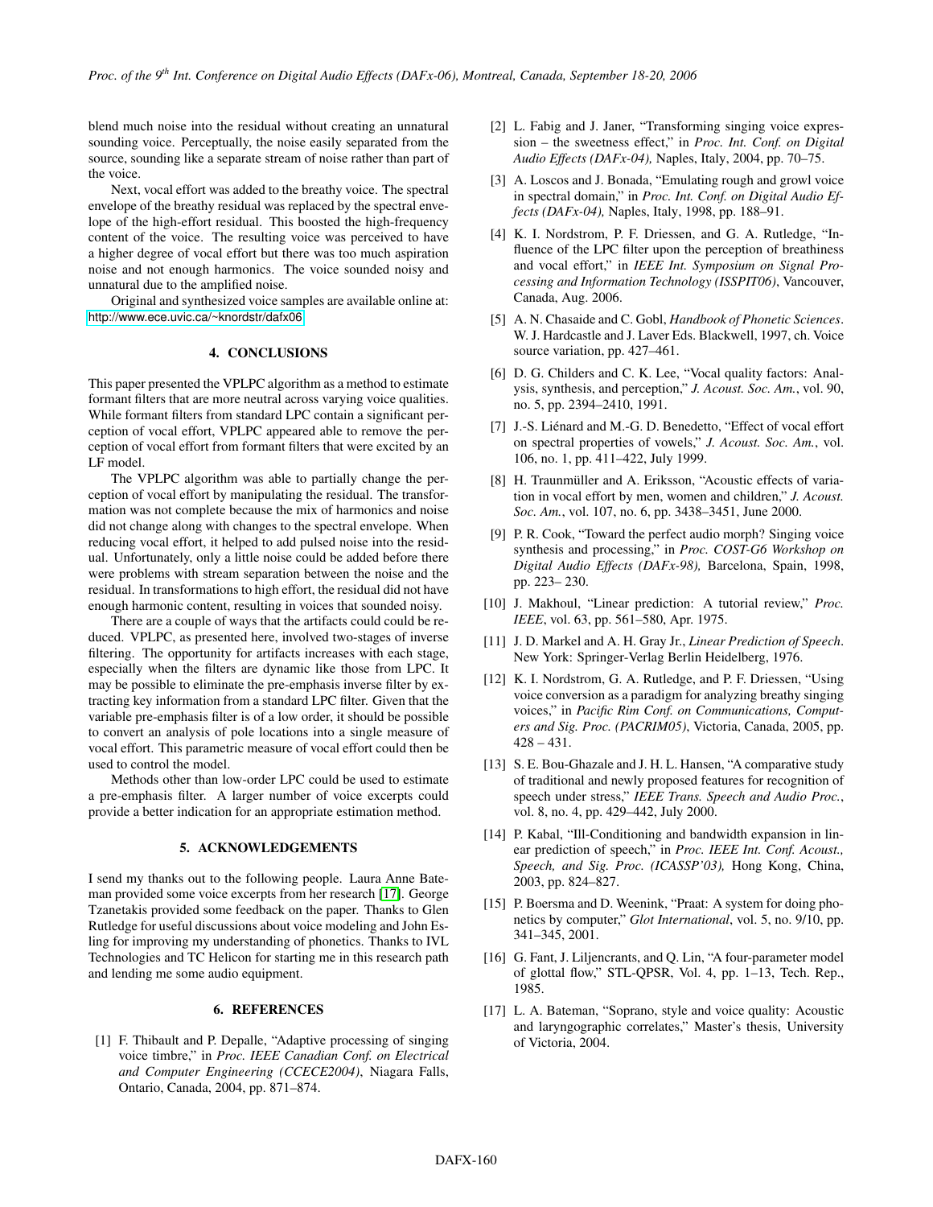blend much noise into the residual without creating an unnatural sounding voice. Perceptually, the noise easily separated from the source, sounding like a separate stream of noise rather than part of the voice.

Next, vocal effort was added to the breathy voice. The spectral envelope of the breathy residual was replaced by the spectral envelope of the high-effort residual. This boosted the high-frequency content of the voice. The resulting voice was perceived to have a higher degree of vocal effort but there was too much aspiration noise and not enough harmonics. The voice sounded noisy and unnatural due to the amplified noise.

Original and synthesized voice samples are available online at: http://www.ece.uvic.ca/~knordstr/dafx06

## 4. CONCLUSIONS

This paper presented the VPLPC algorithm as a method to estimate formant filters that are more neutral across varying voice qualities. While formant filters from standard LPC contain a significant perception of vocal effort, VPLPC appeared able to remove the perception of vocal effort from formant filters that were excited by an LF model.

The VPLPC algorithm was able to partially change the perception of vocal effort by manipulating the residual. The transformation was not complete because the mix of harmonics and noise did not change along with changes to the spectral envelope. When reducing vocal effort, it helped to add pulsed noise into the residual. Unfortunately, only a little noise could be added before there were problems with stream separation between the noise and the residual. In transformations to high effort, the residual did not have enough harmonic content, resulting in voices that sounded noisy.

There are a couple of ways that the artifacts could could be reduced. VPLPC, as presented here, involved two-stages of inverse filtering. The opportunity for artifacts increases with each stage, especially when the filters are dynamic like those from LPC. It may be possible to eliminate the pre-emphasis inverse filter by extracting key information from a standard LPC filter. Given that the variable pre-emphasis filter is of a low order, it should be possible to convert an analysis of pole locations into a single measure of vocal effort. This parametric measure of vocal effort could then be used to control the model.

Methods other than low-order LPC could be used to estimate a pre-emphasis filter. A larger number of voice excerpts could provide a better indication for an appropriate estimation method.

## 5. ACKNOWLEDGEMENTS

I send my thanks out to the following people. Laura Anne Bateman provided some voice excerpts from her research [17]. George Tzanetakis provided some feedback on the paper. Thanks to Glen Rutledge for useful discussions about voice modeling and John Esling for improving my understanding of phonetics. Thanks to IVL Technologies and TC Helicon for starting me in this research path and lending me some audio equipment.

## 6. REFERENCES

[1] F. Thibault and P. Depalle, "Adaptive processing of singing voice timbre," in *Proc. IEEE Canadian Conf. on Electrical and Computer Engineering (CCECE2004)*, Niagara Falls, Ontario, Canada, 2004, pp. 871–874.

[2] L. Fabig and J. Janer, "Transforming singing voice expression – the sweetness effect," in *Proc. Int. Conf. on Digital Audio Effects (DAFx-04),* Naples, Italy, 2004, pp. 70–75.

[3] A. Loscos and J. Bonada, "Emulating rough and growl voice in spectral domain," in *Proc. Int. Conf. on Digital Audio Effects (DAFx-04),* Naples, Italy, 1998, pp. 188–91.

[4] K. I. Nordstrom, P. F. Driessen, and G. A. Rutledge, "Influence of the LPC filter upon the perception of breathiness and vocal effort," in *IEEE Int. Symposium on Signal Processing and Information Technology (ISSPIT06)*, Vancouver, Canada, Aug. 2006.

[5] A. N. Chasaide and C. Gobl, *Handbook of Phonetic Sciences*. W. J. Hardcastle and J. Laver Eds. Blackwell, 1997, ch. Voice source variation, pp. 427–461.

[6] D. G. Childers and C. K. Lee, "Vocal quality factors: Analysis, synthesis, and perception," *J. Acoust. Soc. Am.*, vol. 90, no. 5, pp. 2394–2410, 1991.

[7] J.-S. Liénard and M.-G. D. Benedetto, "Effect of vocal effort on spectral properties of vowels," *J. Acoust. Soc. Am.*, vol. 106, no. 1, pp. 411–422, July 1999.

[8] H. Traunmüller and A. Eriksson, "Acoustic effects of variation in vocal effort by men, women and children," *J. Acoust. Soc. Am.*, vol. 107, no. 6, pp. 3438–3451, June 2000.

[9] P. R. Cook, "Toward the perfect audio morph? Singing voice synthesis and processing," in *Proc. COST-G6 Workshop on Digital Audio Effects (DAFx-98),* Barcelona, Spain, 1998, pp. 223– 230.

[10] J. Makhoul, "Linear prediction: A tutorial review," *Proc. IEEE*, vol. 63, pp. 561–580, Apr. 1975.

[11] J. D. Markel and A. H. Gray Jr., *Linear Prediction of Speech*. New York: Springer-Verlag Berlin Heidelberg, 1976.

[12] K. I. Nordstrom, G. A. Rutledge, and P. F. Driessen, "Using voice conversion as a paradigm for analyzing breathy singing voices," in *Pacific Rim Conf. on Communications, Computers and Sig. Proc. (PACRIM05)*, Victoria, Canada, 2005, pp. 428 – 431.

[13] S. E. Bou-Ghazale and J. H. L. Hansen, "A comparative study of traditional and newly proposed features for recognition of speech under stress," *IEEE Trans. Speech and Audio Proc.*, vol. 8, no. 4, pp. 429–442, July 2000.

[14] P. Kabal, "Ill-Conditioning and bandwidth expansion in linear prediction of speech," in *Proc. IEEE Int. Conf. Acoust., Speech, and Sig. Proc. (ICASSP'03),* Hong Kong, China, 2003, pp. 824–827.

[15] P. Boersma and D. Weenink, "Praat: A system for doing phonetics by computer," *Glot International*, vol. 5, no. 9/10, pp. 341–345, 2001.

[16] G. Fant, J. Liljencrants, and Q. Lin, "A four-parameter model of glottal flow," STL-QPSR, Vol. 4, pp. 1–13, Tech. Rep., 1985.

[17] L. A. Bateman, "Soprano, style and voice quality: Acoustic and laryngographic correlates," Master's thesis, University of Victoria, 2004.